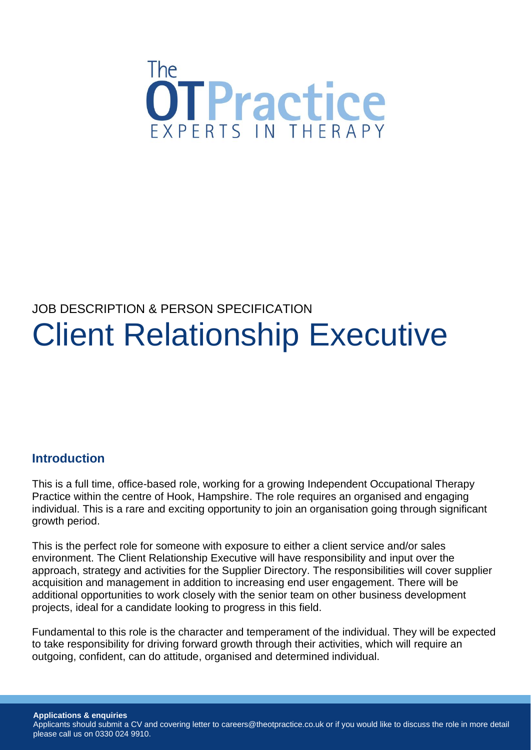The
# OTPractice
EXPERTS IN THERAPY

JOB DESCRIPTION & PERSON SPECIFICATION

# Client Relationship Executive

## Introduction

This is a full time, office-based role, working for a growing Independent Occupational Therapy Practice within the centre of Hook, Hampshire. The role requires an organised and engaging individual. This is a rare and exciting opportunity to join an organisation going through significant growth period.

This is the perfect role for someone with exposure to either a client service and/or sales environment. The Client Relationship Executive will have responsibility and input over the approach, strategy and activities for the Supplier Directory. The responsibilities will cover supplier acquisition and management in addition to increasing end user engagement. There will be additional opportunities to work closely with the senior team on other business development projects, ideal for a candidate looking to progress in this field.

Fundamental to this role is the character and temperament of the individual. They will be expected to take responsibility for driving forward growth through their activities, which will require an outgoing, confident, can do attitude, organised and determined individual.

**Applications & enquiries**
Applicants should submit a CV and covering letter to careers@theotpractice.co.uk or if you would like to discuss the role in more detail please call us on 0330 024 9910.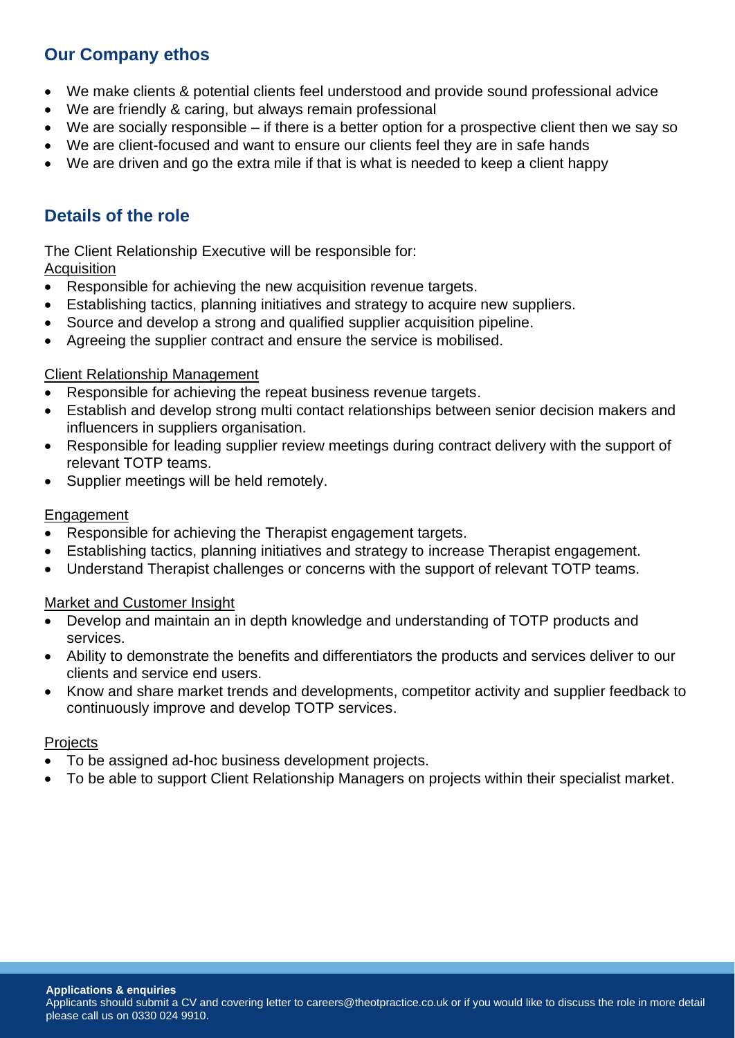## Our Company ethos

- We make clients & potential clients feel understood and provide sound professional advice
- We are friendly & caring, but always remain professional
- We are socially responsible – if there is a better option for a prospective client then we say so
- We are client-focused and want to ensure our clients feel they are in safe hands
- We are driven and go the extra mile if that is what is needed to keep a client happy

## Details of the role

The Client Relationship Executive will be responsible for:

Acquisition

- Responsible for achieving the new acquisition revenue targets.
- Establishing tactics, planning initiatives and strategy to acquire new suppliers.
- Source and develop a strong and qualified supplier acquisition pipeline.
- Agreeing the supplier contract and ensure the service is mobilised.

Client Relationship Management

- Responsible for achieving the repeat business revenue targets.
- Establish and develop strong multi contact relationships between senior decision makers and influencers in suppliers organisation.
- Responsible for leading supplier review meetings during contract delivery with the support of relevant TOTP teams.
- Supplier meetings will be held remotely.

Engagement

- Responsible for achieving the Therapist engagement targets.
- Establishing tactics, planning initiatives and strategy to increase Therapist engagement.
- Understand Therapist challenges or concerns with the support of relevant TOTP teams.

Market and Customer Insight

- Develop and maintain an in depth knowledge and understanding of TOTP products and services.
- Ability to demonstrate the benefits and differentiators the products and services deliver to our clients and service end users.
- Know and share market trends and developments, competitor activity and supplier feedback to continuously improve and develop TOTP services.

Projects

- To be assigned ad-hoc business development projects.
- To be able to support Client Relationship Managers on projects within their specialist market.

**Applications & enquiries**

Applicants should submit a CV and covering letter to careers@theotpractice.co.uk or if you would like to discuss the role in more detail please call us on 0330 024 9910.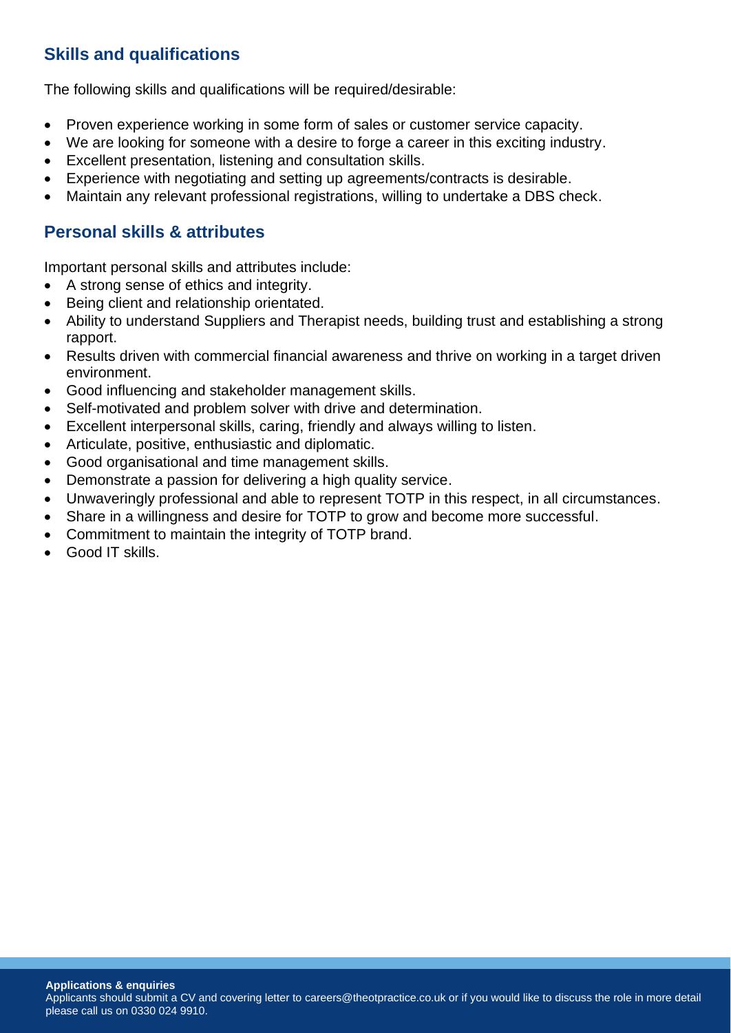## Skills and qualifications

The following skills and qualifications will be required/desirable:

- Proven experience working in some form of sales or customer service capacity.
- We are looking for someone with a desire to forge a career in this exciting industry.
- Excellent presentation, listening and consultation skills.
- Experience with negotiating and setting up agreements/contracts is desirable.
- Maintain any relevant professional registrations, willing to undertake a DBS check.

## Personal skills & attributes

Important personal skills and attributes include:

- A strong sense of ethics and integrity.
- Being client and relationship orientated.
- Ability to understand Suppliers and Therapist needs, building trust and establishing a strong rapport.
- Results driven with commercial financial awareness and thrive on working in a target driven environment.
- Good influencing and stakeholder management skills.
- Self-motivated and problem solver with drive and determination.
- Excellent interpersonal skills, caring, friendly and always willing to listen.
- Articulate, positive, enthusiastic and diplomatic.
- Good organisational and time management skills.
- Demonstrate a passion for delivering a high quality service.
- Unwaveringly professional and able to represent TOTP in this respect, in all circumstances.
- Share in a willingness and desire for TOTP to grow and become more successful.
- Commitment to maintain the integrity of TOTP brand.
- Good IT skills.

**Applications & enquiries**

Applicants should submit a CV and covering letter to careers@theotpractice.co.uk or if you would like to discuss the role in more detail please call us on 0330 024 9910.